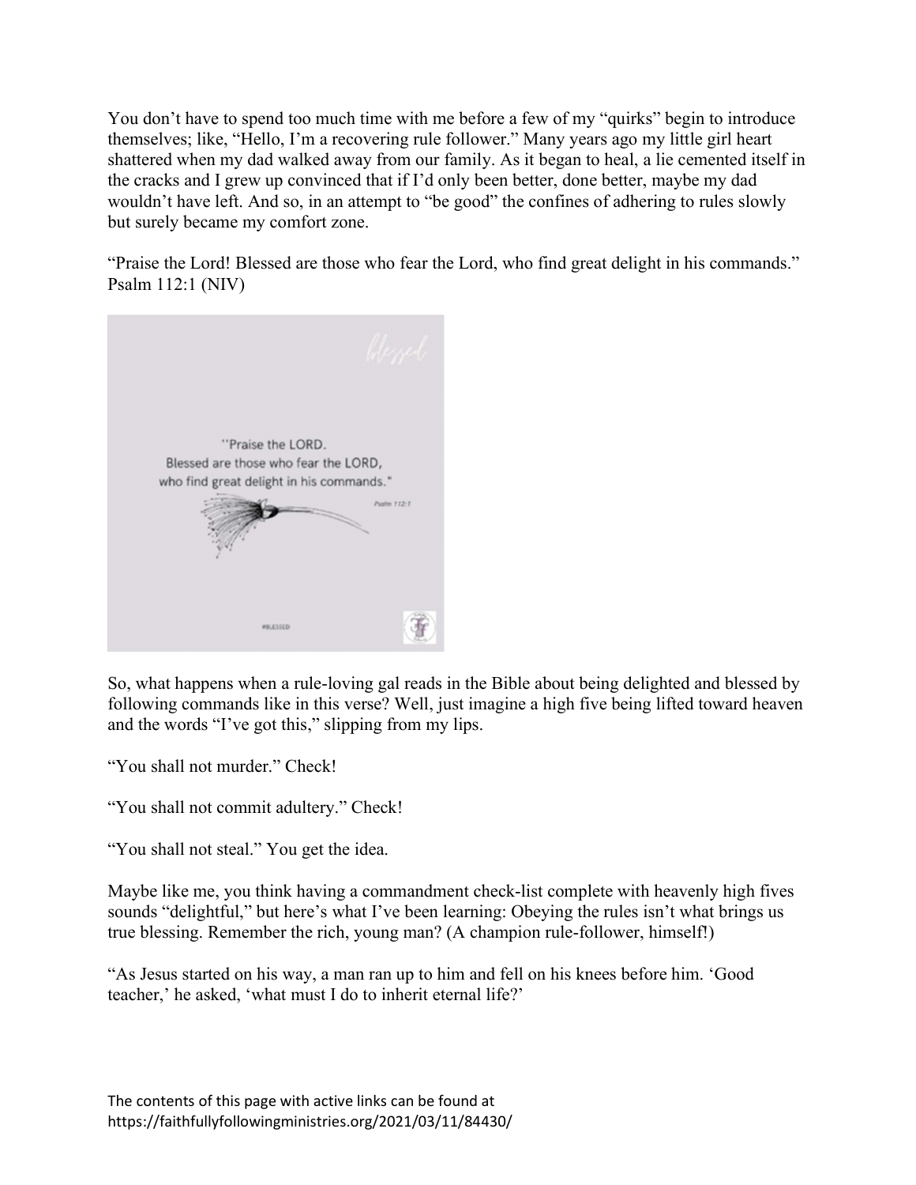You don't have to spend too much time with me before a few of my "quirks" begin to introduce themselves; like, "Hello, I'm a recovering rule follower." Many years ago my little girl heart shattered when my dad walked away from our family. As it began to heal, a lie cemented itself in the cracks and I grew up convinced that if I'd only been better, done better, maybe my dad wouldn't have left. And so, in an attempt to "be good" the confines of adhering to rules slowly but surely became my comfort zone.

"Praise the Lord! Blessed are those who fear the Lord, who find great delight in his commands." Psalm 112:1 (NIV)

So, what happens when a rule-loving gal reads in the Bible about being delighted and blessed by following commands like in this verse? Well, just imagine a high five being lifted toward heaven and the words "I've got this," slipping from my lips.

"You shall not murder." Check!

"You shall not commit adultery." Check!

"You shall not steal." You get the idea.

Maybe like me, you think having a commandment check-list complete with heavenly high fives sounds "delightful," but here's what I've been learning: Obeying the rules isn't what brings us true blessing. Remember the rich, young man? (A champion rule-follower, himself!)

"As Jesus started on his way, a man ran up to him and fell on his knees before him. 'Good teacher,' he asked, 'what must I do to inherit eternal life?'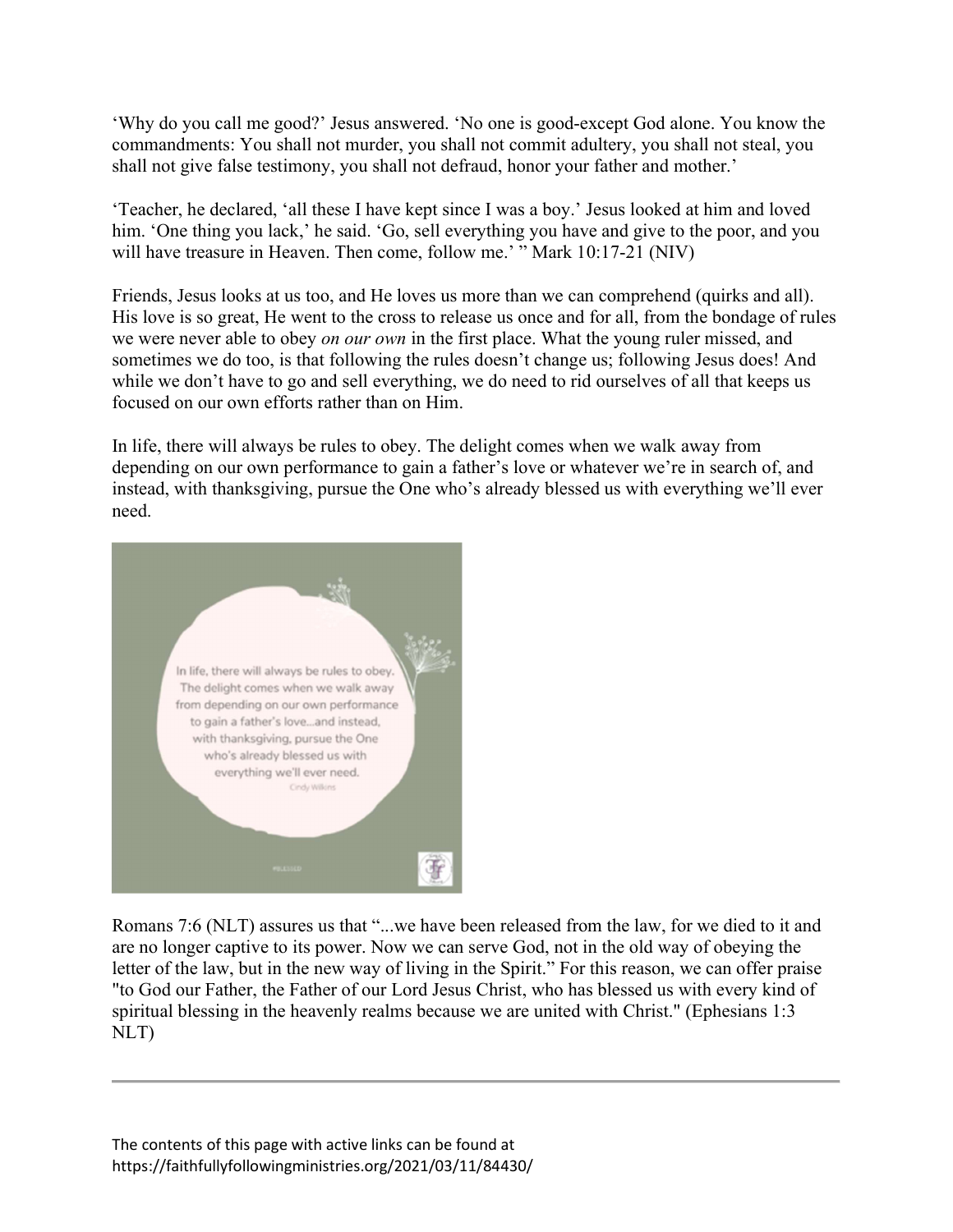‘Why do you call me good?’ Jesus answered. ‘No one is good-except God alone. You know the commandments: You shall not murder, you shall not commit adultery, you shall not steal, you shall not give false testimony, you shall not defraud, honor your father and mother.’

‘Teacher, he declared, ‘all these I have kept since I was a boy.’ Jesus looked at him and loved him. ‘One thing you lack,’ he said. ‘Go, sell everything you have and give to the poor, and you will have treasure in Heaven. Then come, follow me.’ ” Mark 10:17-21 (NIV)

Friends, Jesus looks at us too, and He loves us more than we can comprehend (quirks and all). His love is so great, He went to the cross to release us once and for all, from the bondage of rules we were never able to obey *on our own* in the first place. What the young ruler missed, and sometimes we do too, is that following the rules doesn’t change us; following Jesus does! And while we don’t have to go and sell everything, we do need to rid ourselves of all that keeps us focused on our own efforts rather than on Him.

In life, there will always be rules to obey. The delight comes when we walk away from depending on our own performance to gain a father’s love or whatever we’re in search of, and instead, with thanksgiving, pursue the One who’s already blessed us with everything we’ll ever need.

In life, there will always be rules to obey. The delight comes when we walk away from depending on our own performance to gain a father's love...and instead, with thanksgiving, pursue the One who's already blessed us with everything we'll ever need.

Cindy Wilkins

Romans 7:6 (NLT) assures us that “...we have been released from the law, for we died to it and are no longer captive to its power. Now we can serve God, not in the old way of obeying the letter of the law, but in the new way of living in the Spirit.” For this reason, we can offer praise "to God our Father, the Father of our Lord Jesus Christ, who has blessed us with every kind of spiritual blessing in the heavenly realms because we are united with Christ." (Ephesians 1:3 NLT)

---

The contents of this page with active links can be found at https://faithfullyfollowingministries.org/2021/03/11/84430/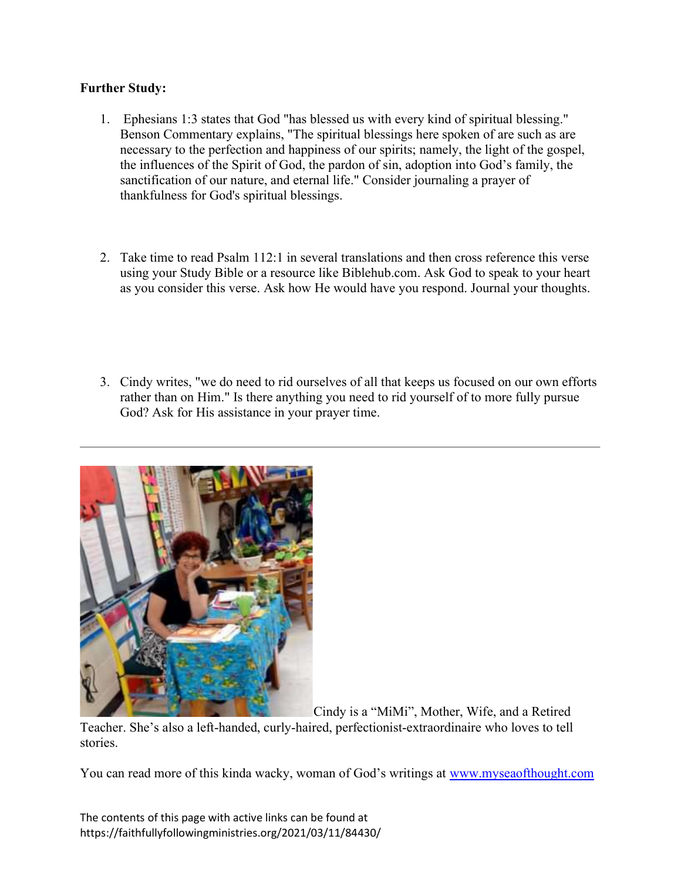**Further Study:**

1. Ephesians 1:3 states that God "has blessed us with every kind of spiritual blessing." Benson Commentary explains, "The spiritual blessings here spoken of are such as are necessary to the perfection and happiness of our spirits; namely, the light of the gospel, the influences of the Spirit of God, the pardon of sin, adoption into God's family, the sanctification of our nature, and eternal life." Consider journaling a prayer of thankfulness for God's spiritual blessings.

2. Take time to read Psalm 112:1 in several translations and then cross reference this verse using your Study Bible or a resource like Biblehub.com. Ask God to speak to your heart as you consider this verse. Ask how He would have you respond. Journal your thoughts.

3. Cindy writes, "we do need to rid ourselves of all that keeps us focused on our own efforts rather than on Him." Is there anything you need to rid yourself of to more fully pursue God? Ask for His assistance in your prayer time.

---

Cindy is a "MiMi", Mother, Wife, and a Retired Teacher. She's also a left-handed, curly-haired, perfectionist-extraordinaire who loves to tell stories.

You can read more of this kinda wacky, woman of God's writings at [www.myseaofthought.com](http://www.myseaofthought.com)

The contents of this page with active links can be found at https://faithfullyfollowingministries.org/2021/03/11/84430/